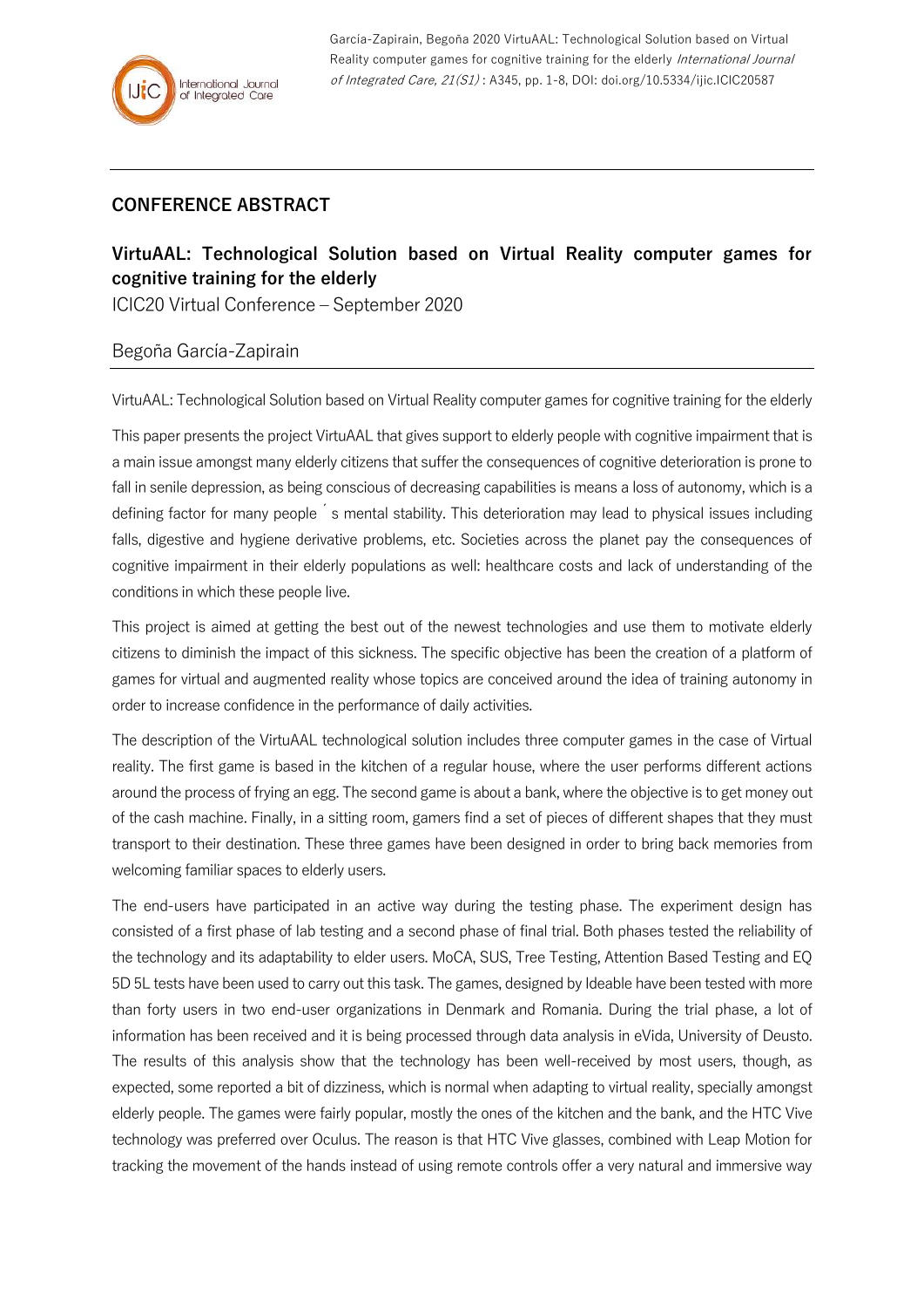García-Zapirain, Begoña 2020 VirtuAAL: Technological Solution based on Virtual Reality computer games for cognitive training for the elderly *International Journal of Integrated Care, 21(S1)* : A345, pp. 1-8, DOI: doi.org/10.5334/ijic.ICIC20587

## CONFERENCE ABSTRACT

# VirtuAAL: Technological Solution based on Virtual Reality computer games for cognitive training for the elderly

ICIC20 Virtual Conference – September 2020

Begoña García-Zapirain

VirtuAAL: Technological Solution based on Virtual Reality computer games for cognitive training for the elderly

This paper presents the project VirtuAAL that gives support to elderly people with cognitive impairment that is a main issue amongst many elderly citizens that suffer the consequences of cognitive deterioration is prone to fall in senile depression, as being conscious of decreasing capabilities is means a loss of autonomy, which is a defining factor for many people ´ s mental stability. This deterioration may lead to physical issues including falls, digestive and hygiene derivative problems, etc. Societies across the planet pay the consequences of cognitive impairment in their elderly populations as well: healthcare costs and lack of understanding of the conditions in which these people live.

This project is aimed at getting the best out of the newest technologies and use them to motivate elderly citizens to diminish the impact of this sickness. The specific objective has been the creation of a platform of games for virtual and augmented reality whose topics are conceived around the idea of training autonomy in order to increase confidence in the performance of daily activities.

The description of the VirtuAAL technological solution includes three computer games in the case of Virtual reality. The first game is based in the kitchen of a regular house, where the user performs different actions around the process of frying an egg. The second game is about a bank, where the objective is to get money out of the cash machine. Finally, in a sitting room, gamers find a set of pieces of different shapes that they must transport to their destination. These three games have been designed in order to bring back memories from welcoming familiar spaces to elderly users.

The end-users have participated in an active way during the testing phase. The experiment design has consisted of a first phase of lab testing and a second phase of final trial. Both phases tested the reliability of the technology and its adaptability to elder users. MoCA, SUS, Tree Testing, Attention Based Testing and EQ 5D 5L tests have been used to carry out this task. The games, designed by Ideable have been tested with more than forty users in two end-user organizations in Denmark and Romania. During the trial phase, a lot of information has been received and it is being processed through data analysis in eVida, University of Deusto. The results of this analysis show that the technology has been well-received by most users, though, as expected, some reported a bit of dizziness, which is normal when adapting to virtual reality, specially amongst elderly people. The games were fairly popular, mostly the ones of the kitchen and the bank, and the HTC Vive technology was preferred over Oculus. The reason is that HTC Vive glasses, combined with Leap Motion for tracking the movement of the hands instead of using remote controls offer a very natural and immersive way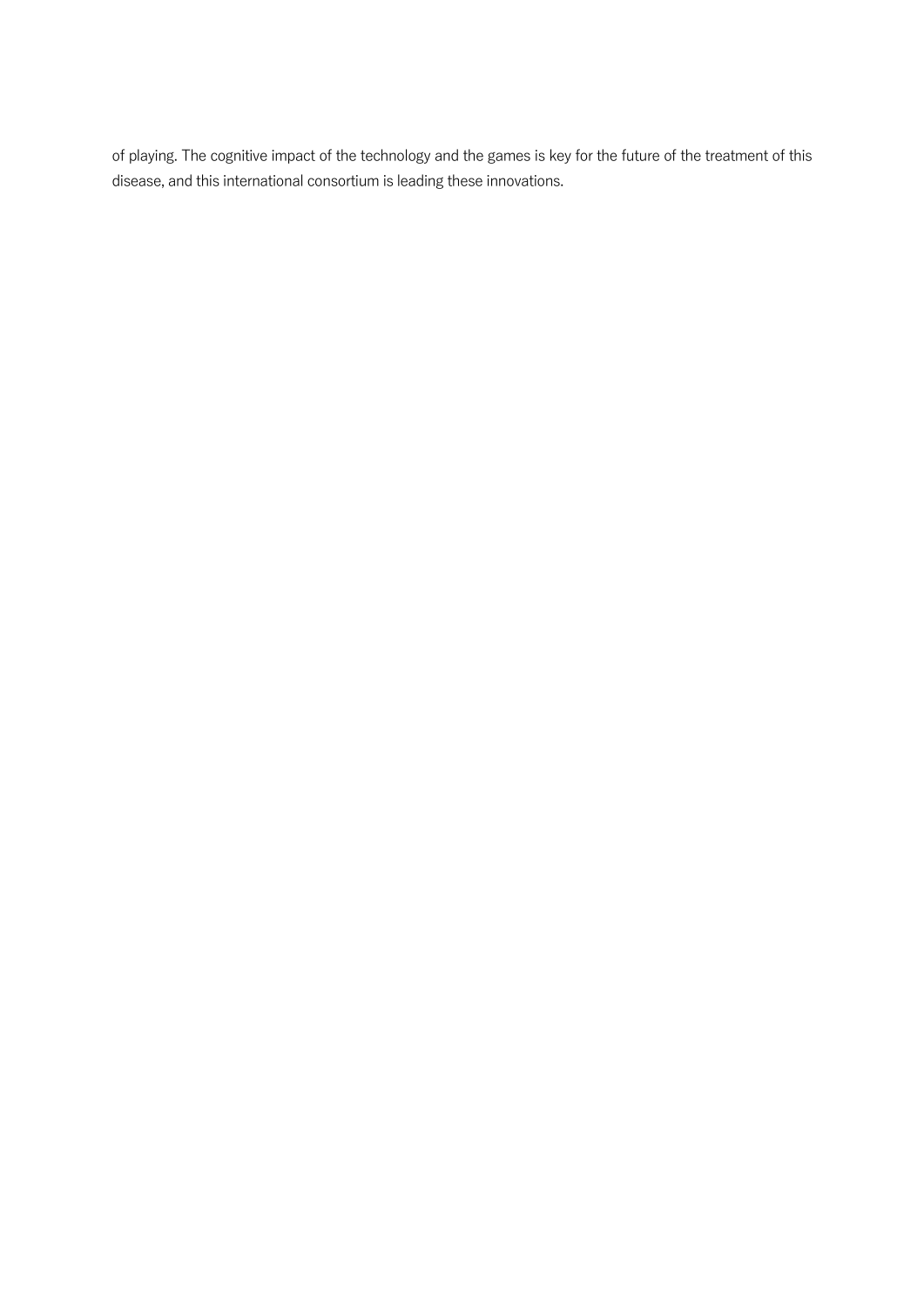of playing. The cognitive impact of the technology and the games is key for the future of the treatment of this disease, and this international consortium is leading these innovations.